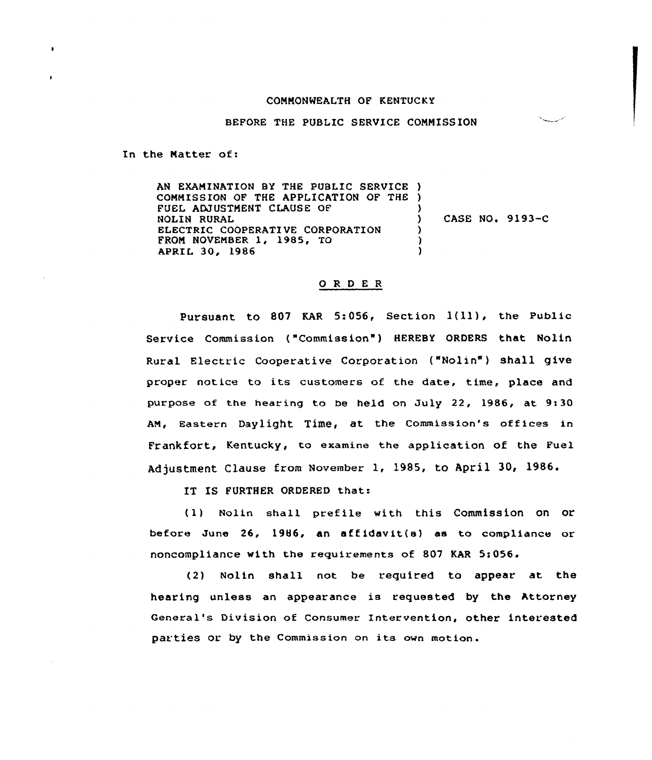COMMONWEALTH OF KENTUCKY

BEFORE THE PUBLIC SERVICE COMMISSION

In the Matter of:

AN EXAMINATION BY THE PUBLIC SERVICE COMMISSION OF THE APPLICATION OF THE FUEL ADJUSTMENT CLAUSE OF NOLIN RURAL ELECTRIC COOPERATIVE CORPORATION FROM NOVEMBER 1, 1985, TO APRIL 30, 1986 ) CASE NO. 9193-C

## ORDER

Pursuant to 807 KAR 5:056, Section 1(11), the Public Service Commission ("Commission") HEREBY ORDERS that Nolin Rural Electric Cooperative Corporation ("Nolin") shall give proper notice to its customers of the date, time, place and purpose of the hearing to be held on July 22, 1986, at 9:30 AM, Eastern Daylight Time, at the Commission's offices in Frankfort, Kentucky, to examine the application of the Fuel Adjustment Clause from November 1, 1985, to April 30, 1986.

IT IS FURTHER ORDERED that:

(1) Nolin shall prefile with this Commission on or before June 26, 1986, an affidavit(s) as to compliance or noncompliance with the requirements of 807 KAR 5:056.

(2) Nolin shall not be required to appear at the hearing unless an appearance is requested by the Attorney General's Division of Consumer Intervention, other interested parties or by the Commission on its own motion.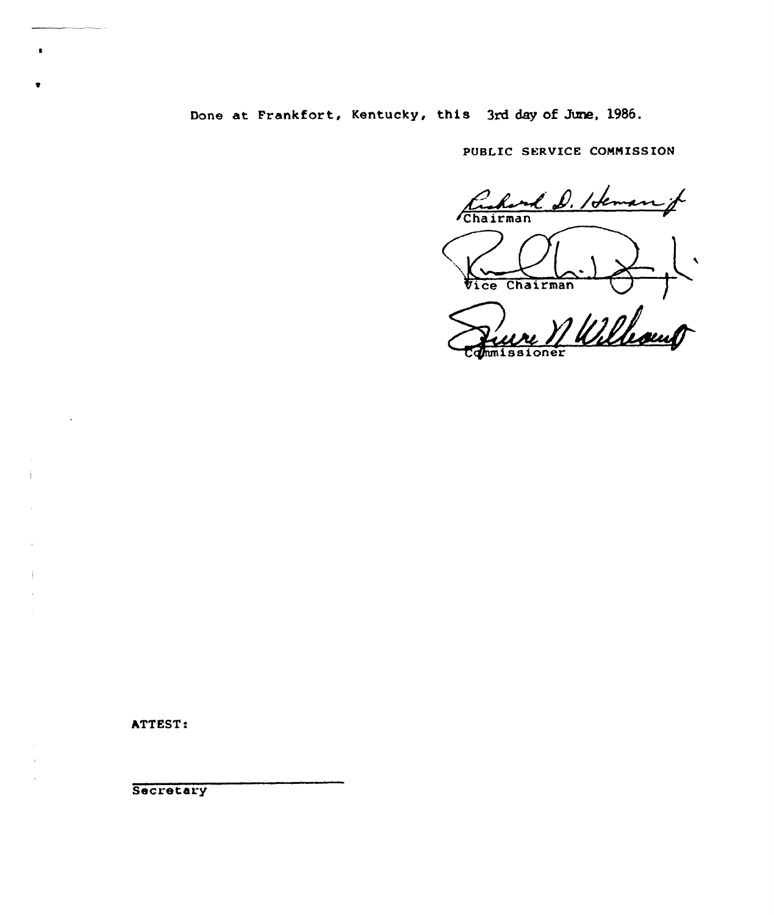Done at Frankfort, Kentucky, this 3rd day of June, 1986.

PUBLIC SERVICE COMMISSION

Chairman

Vice Chairman

Commissioner

ATTEST:

Secretary